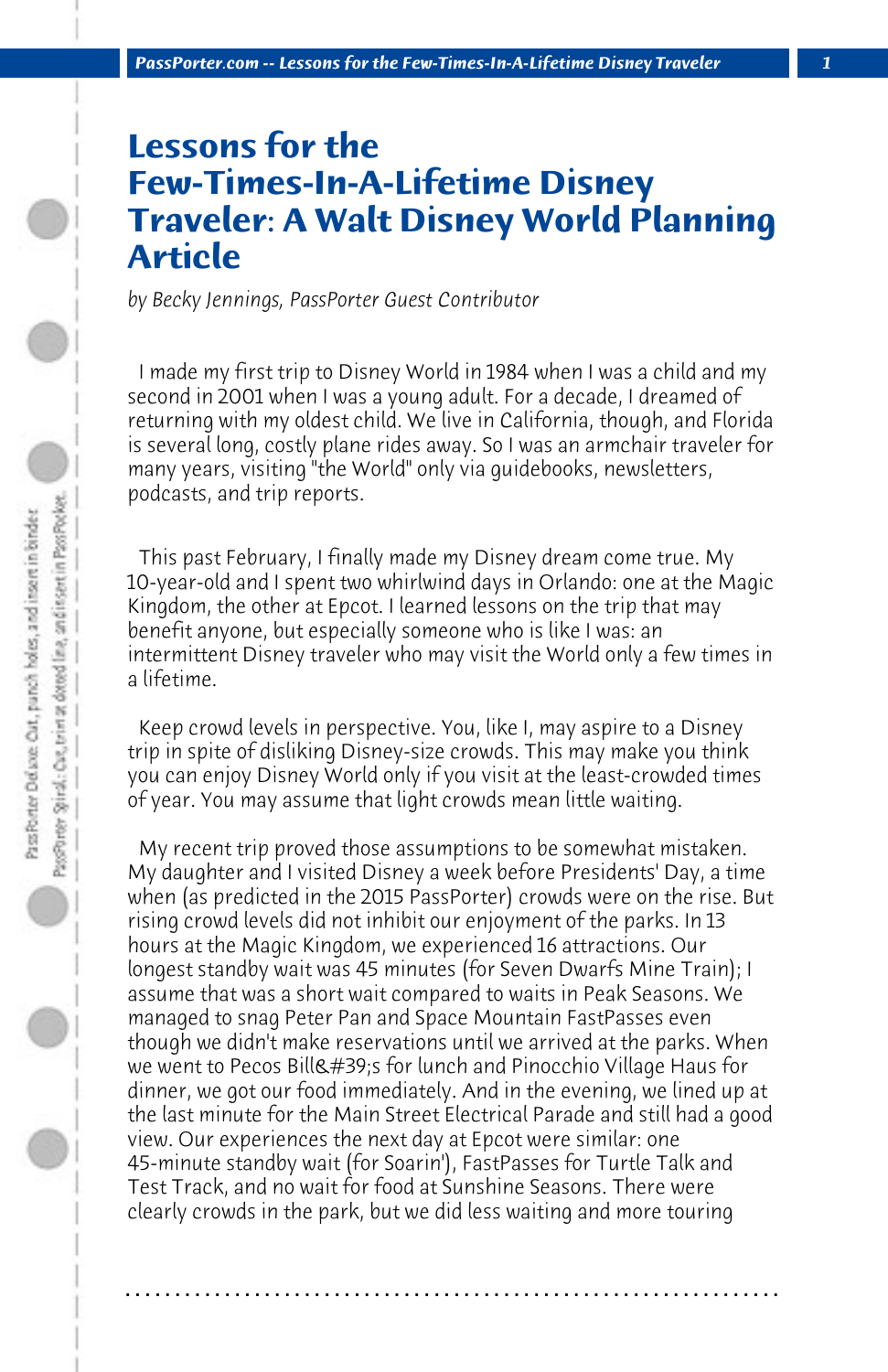# Lessons for the Few-Times-In-A-Lifetime Disney Traveler: A Walt Disney World Planning Article

*by Becky Jennings, PassPorter Guest Contributor*

I made my first trip to Disney World in 1984 when I was a child and my second in 2001 when I was a young adult. For a decade, I dreamed of returning with my oldest child. We live in California, though, and Florida is several long, costly plane rides away. So I was an armchair traveler for many years, visiting "the World" only via guidebooks, newsletters, podcasts, and trip reports.

This past February, I finally made my Disney dream come true. My 10-year-old and I spent two whirlwind days in Orlando: one at the Magic Kingdom, the other at Epcot. I learned lessons on the trip that may benefit anyone, but especially someone who is like I was: an intermittent Disney traveler who may visit the World only a few times in a lifetime.

Keep crowd levels in perspective. You, like I, may aspire to a Disney trip in spite of disliking Disney-size crowds. This may make you think you can enjoy Disney World only if you visit at the least-crowded times of year. You may assume that light crowds mean little waiting.

My recent trip proved those assumptions to be somewhat mistaken. My daughter and I visited Disney a week before Presidents' Day, a time when (as predicted in the 2015 PassPorter) crowds were on the rise. But rising crowd levels did not inhibit our enjoyment of the parks. In 13 hours at the Magic Kingdom, we experienced 16 attractions. Our longest standby wait was 45 minutes (for Seven Dwarfs Mine Train); I assume that was a short wait compared to waits in Peak Seasons. We managed to snag Peter Pan and Space Mountain FastPasses even though we didn't make reservations until we arrived at the parks. When we went to Pecos Bill&#39;s for lunch and Pinocchio Village Haus for dinner, we got our food immediately. And in the evening, we lined up at the last minute for the Main Street Electrical Parade and still had a good view. Our experiences the next day at Epcot were similar: one 45-minute standby wait (for Soarin'), FastPasses for Turtle Talk and Test Track, and no wait for food at Sunshine Seasons. There were clearly crowds in the park, but we did less waiting and more touring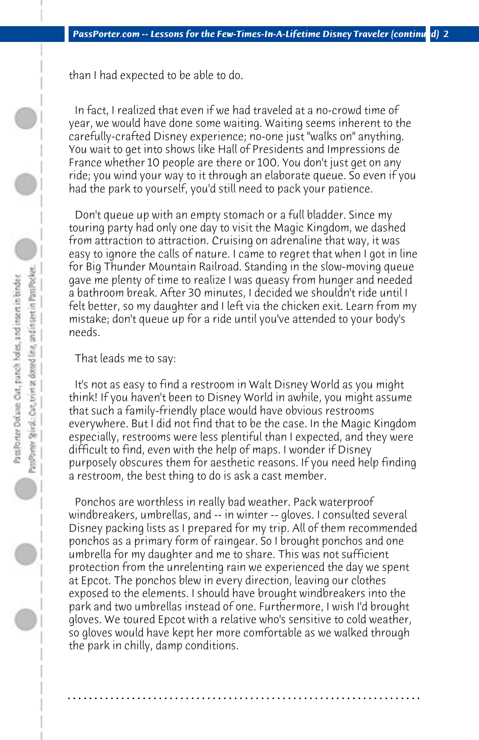than I had expected to be able to do.

In fact, I realized that even if we had traveled at a no-crowd time of year, we would have done some waiting. Waiting seems inherent to the carefully-crafted Disney experience; no-one just "walks on" anything. You wait to get into shows like Hall of Presidents and Impressions de France whether 10 people are there or 100. You don't just get on any ride; you wind your way to it through an elaborate queue. So even if you had the park to yourself, you'd still need to pack your patience.

Don't queue up with an empty stomach or a full bladder. Since my touring party had only one day to visit the Magic Kingdom, we dashed from attraction to attraction. Cruising on adrenaline that way, it was easy to ignore the calls of nature. I came to regret that when I got in line for Big Thunder Mountain Railroad. Standing in the slow-moving queue gave me plenty of time to realize I was queasy from hunger and needed a bathroom break. After 30 minutes, I decided we shouldn't ride until I felt better, so my daughter and I left via the chicken exit. Learn from my mistake; don't queue up for a ride until you've attended to your body's needs.

That leads me to say:

It's not as easy to find a restroom in Walt Disney World as you might think! If you haven't been to Disney World in awhile, you might assume that such a family-friendly place would have obvious restrooms everywhere. But I did not find that to be the case. In the Magic Kingdom especially, restrooms were less plentiful than I expected, and they were difficult to find, even with the help of maps. I wonder if Disney purposely obscures them for aesthetic reasons. If you need help finding a restroom, the best thing to do is ask a cast member.

Ponchos are worthless in really bad weather. Pack waterproof windbreakers, umbrellas, and -- in winter -- gloves. I consulted several Disney packing lists as I prepared for my trip. All of them recommended ponchos as a primary form of raingear. So I brought ponchos and one umbrella for my daughter and me to share. This was not sufficient protection from the unrelenting rain we experienced the day we spent at Epcot. The ponchos blew in every direction, leaving our clothes exposed to the elements. I should have brought windbreakers into the park and two umbrellas instead of one. Furthermore, I wish I'd brought gloves. We toured Epcot with a relative who's sensitive to cold weather, so gloves would have kept her more comfortable as we walked through the park in chilly, damp conditions.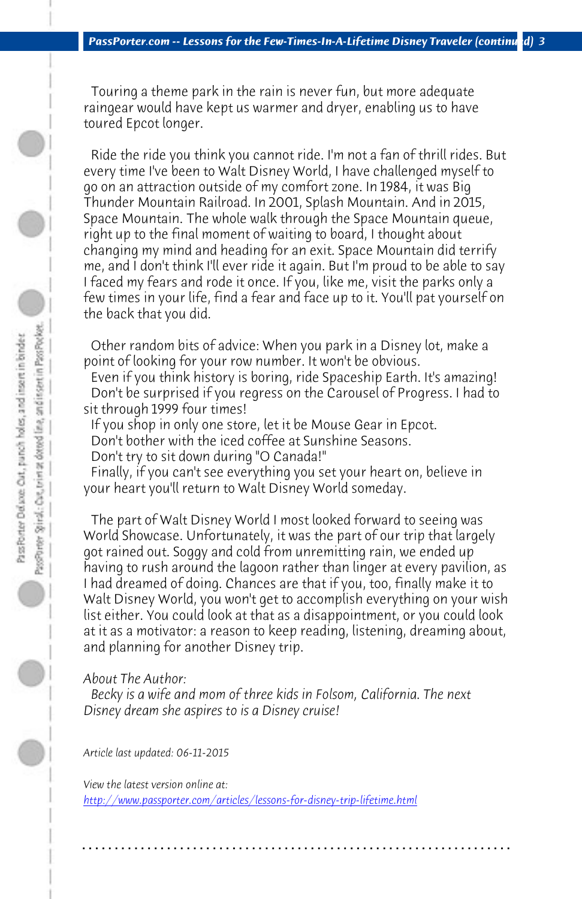Touring a theme park in the rain is never fun, but more adequate raingear would have kept us warmer and dryer, enabling us to have toured Epcot longer.

Ride the ride you think you cannot ride. I'm not a fan of thrill rides. But every time I've been to Walt Disney World, I have challenged myself to go on an attraction outside of my comfort zone. In 1984, it was Big Thunder Mountain Railroad. In 2001, Splash Mountain. And in 2015, Space Mountain. The whole walk through the Space Mountain queue, right up to the final moment of waiting to board, I thought about changing my mind and heading for an exit. Space Mountain did terrify me, and I don't think I'll ever ride it again. But I'm proud to be able to say I faced my fears and rode it once. If you, like me, visit the parks only a few times in your life, find a fear and face up to it. You'll pat yourself on the back that you did.

Other random bits of advice: When you park in a Disney lot, make a point of looking for your row number. It won't be obvious.
Even if you think history is boring, ride Spaceship Earth. It's amazing!
Don't be surprised if you regress on the Carousel of Progress. I had to sit through 1999 four times!
If you shop in only one store, let it be Mouse Gear in Epcot.
Don't bother with the iced coffee at Sunshine Seasons.
Don't try to sit down during "O Canada!"
Finally, if you can't see everything you set your heart on, believe in your heart you'll return to Walt Disney World someday.

The part of Walt Disney World I most looked forward to seeing was World Showcase. Unfortunately, it was the part of our trip that largely got rained out. Soggy and cold from unremitting rain, we ended up having to rush around the lagoon rather than linger at every pavilion, as I had dreamed of doing. Chances are that if you, too, finally make it to Walt Disney World, you won't get to accomplish everything on your wish list either. You could look at that as a disappointment, or you could look at it as a motivator: a reason to keep reading, listening, dreaming about, and planning for another Disney trip.

*About The Author:*
*Becky is a wife and mom of three kids in Folsom, California. The next Disney dream she aspires to is a Disney cruise!*

*Article last updated: 06-11-2015*

*View the latest version online at:*
[http://www.passporter.com/articles/lessons-for-disney-trip-lifetime.html](http://www.passporter.com/articles/lessons-for-disney-trip-lifetime.html)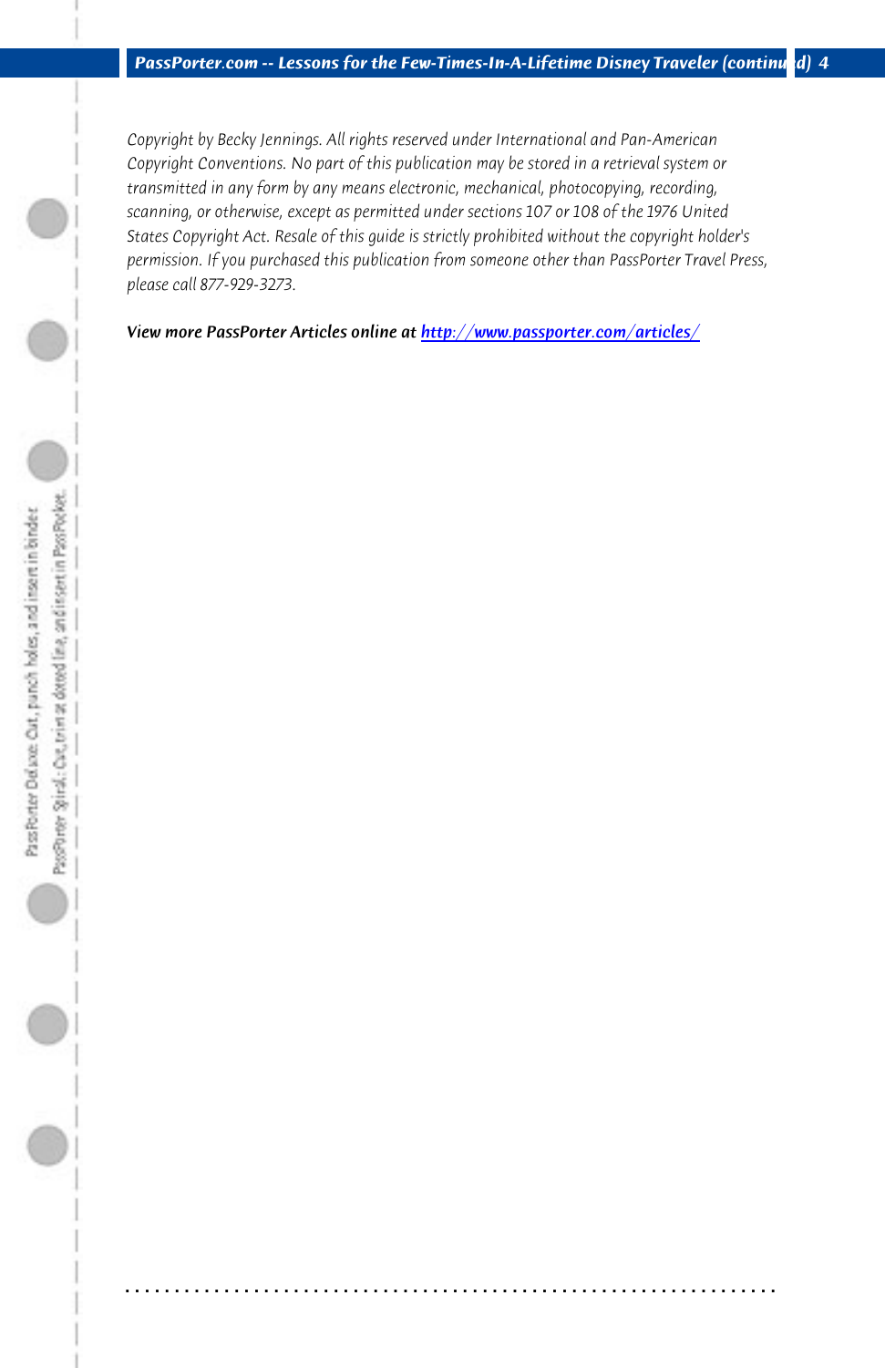*Copyright by Becky Jennings. All rights reserved under International and Pan-American Copyright Conventions. No part of this publication may be stored in a retrieval system or transmitted in any form by any means electronic, mechanical, photocopying, recording, scanning, or otherwise, except as permitted under sections 107 or 108 of the 1976 United States Copyright Act. Resale of this guide is strictly prohibited without the copyright holder's permission. If you purchased this publication from someone other than PassPorter Travel Press, please call 877-929-3273.*

***View more PassPorter Articles online at [http://www.passporter.com/articles/](http://www.passporter.com/articles/)***